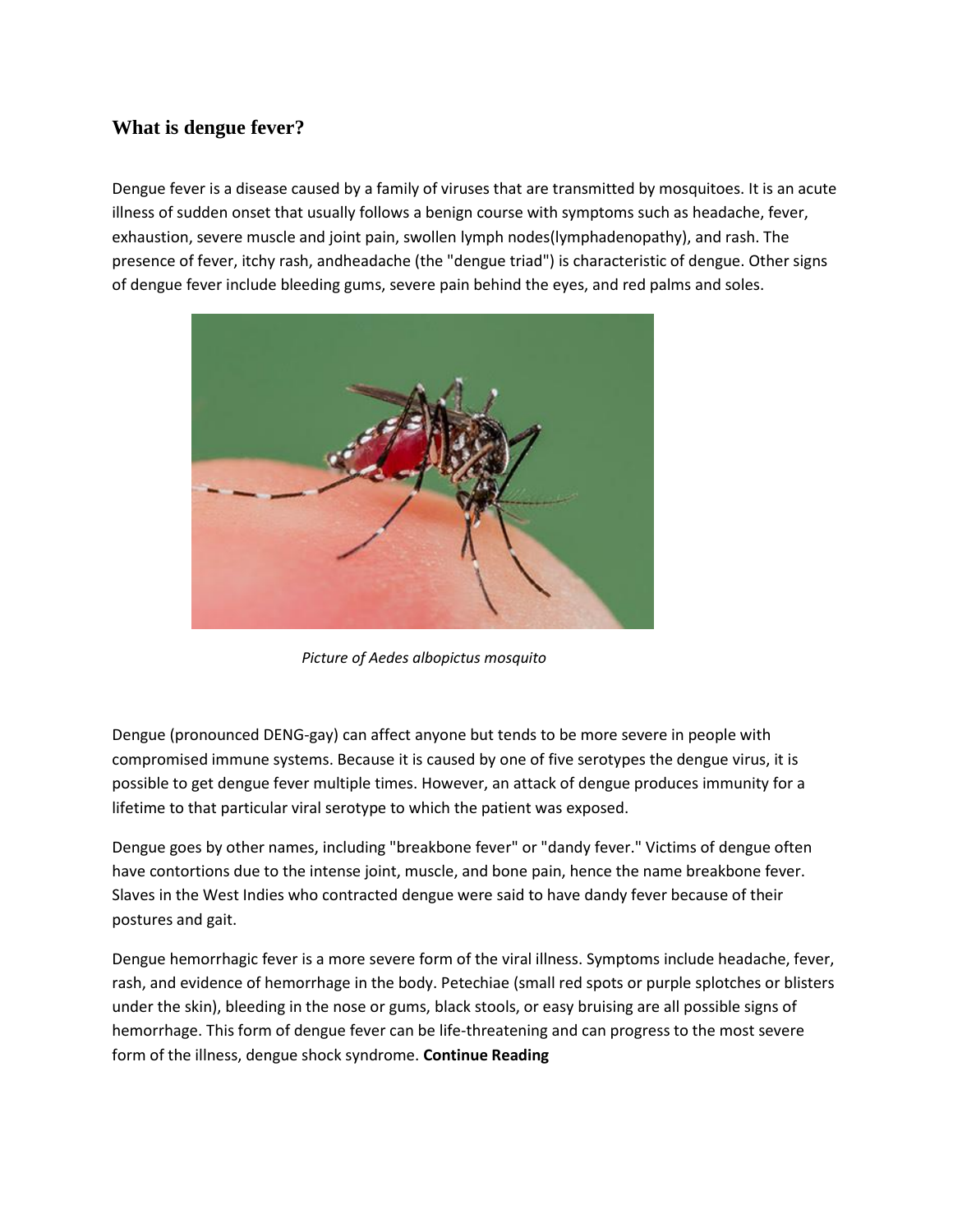## What is dengue fever?

Dengue fever is a disease caused by a family of viruses that are transmitted by mosquitoes. It is an acute illness of sudden onset that usually follows a benign course with symptoms such as headache, fever, exhaustion, severe muscle and joint pain, swollen lymph nodes(lymphadenopathy), and rash. The presence of fever, itchy rash, andheadache (the "dengue triad") is characteristic of dengue. Other signs of dengue fever include bleeding gums, severe pain behind the eyes, and red palms and soles.

*Picture of Aedes albopictus mosquito*

Dengue (pronounced DENG-gay) can affect anyone but tends to be more severe in people with compromised immune systems. Because it is caused by one of five serotypes the dengue virus, it is possible to get dengue fever multiple times. However, an attack of dengue produces immunity for a lifetime to that particular viral serotype to which the patient was exposed.

Dengue goes by other names, including "breakbone fever" or "dandy fever." Victims of dengue often have contortions due to the intense joint, muscle, and bone pain, hence the name breakbone fever. Slaves in the West Indies who contracted dengue were said to have dandy fever because of their postures and gait.

Dengue hemorrhagic fever is a more severe form of the viral illness. Symptoms include headache, fever, rash, and evidence of hemorrhage in the body. Petechiae (small red spots or purple splotches or blisters under the skin), bleeding in the nose or gums, black stools, or easy bruising are all possible signs of hemorrhage. This form of dengue fever can be life-threatening and can progress to the most severe form of the illness, dengue shock syndrome. **Continue Reading**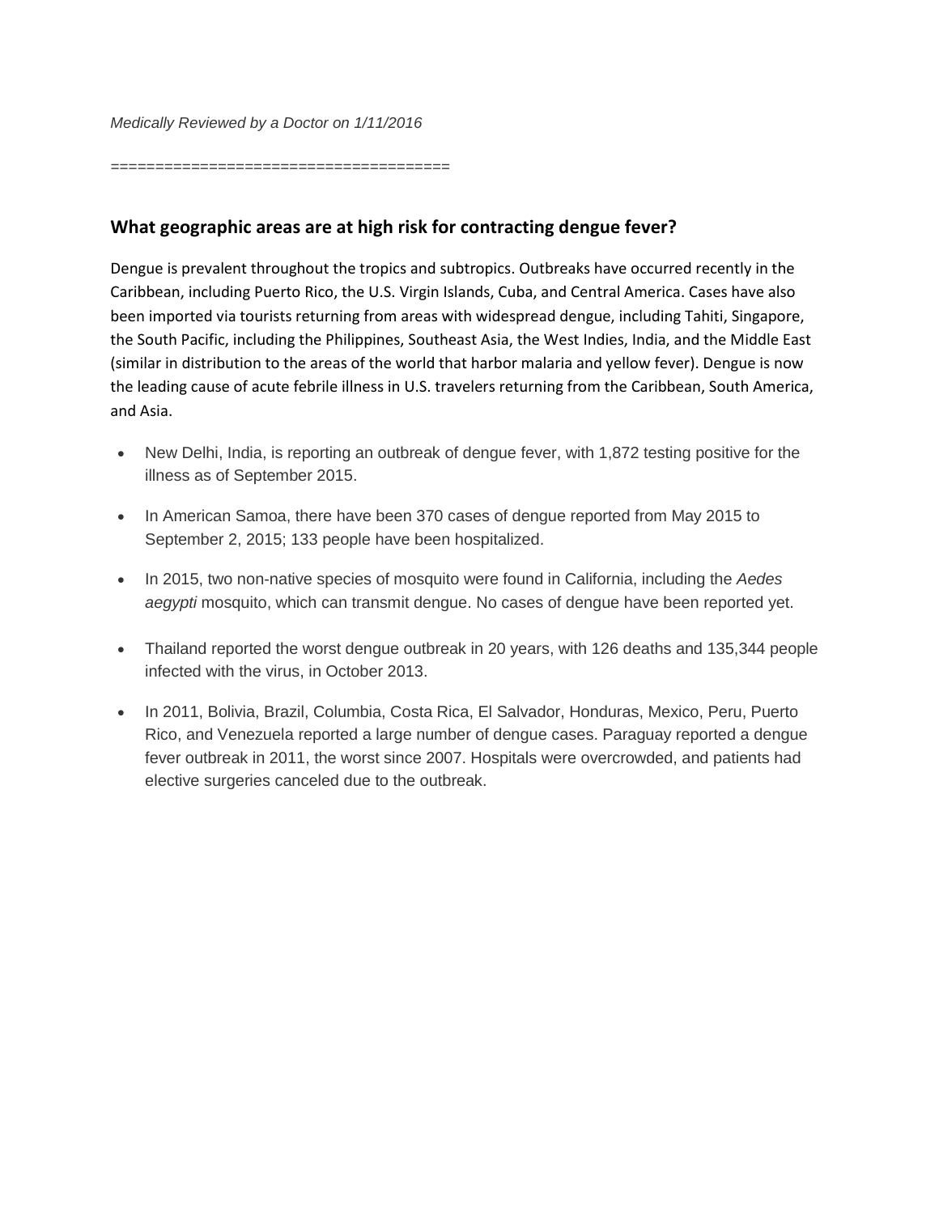*Medically Reviewed by a Doctor on 1/11/2016*

====================================

## What geographic areas are at high risk for contracting dengue fever?

Dengue is prevalent throughout the tropics and subtropics. Outbreaks have occurred recently in the Caribbean, including Puerto Rico, the U.S. Virgin Islands, Cuba, and Central America. Cases have also been imported via tourists returning from areas with widespread dengue, including Tahiti, Singapore, the South Pacific, including the Philippines, Southeast Asia, the West Indies, India, and the Middle East (similar in distribution to the areas of the world that harbor malaria and yellow fever). Dengue is now the leading cause of acute febrile illness in U.S. travelers returning from the Caribbean, South America, and Asia.

- New Delhi, India, is reporting an outbreak of dengue fever, with 1,872 testing positive for the illness as of September 2015.
- In American Samoa, there have been 370 cases of dengue reported from May 2015 to September 2, 2015; 133 people have been hospitalized.
- In 2015, two non-native species of mosquito were found in California, including the *Aedes aegypti* mosquito, which can transmit dengue. No cases of dengue have been reported yet.
- Thailand reported the worst dengue outbreak in 20 years, with 126 deaths and 135,344 people infected with the virus, in October 2013.
- In 2011, Bolivia, Brazil, Columbia, Costa Rica, El Salvador, Honduras, Mexico, Peru, Puerto Rico, and Venezuela reported a large number of dengue cases. Paraguay reported a dengue fever outbreak in 2011, the worst since 2007. Hospitals were overcrowded, and patients had elective surgeries canceled due to the outbreak.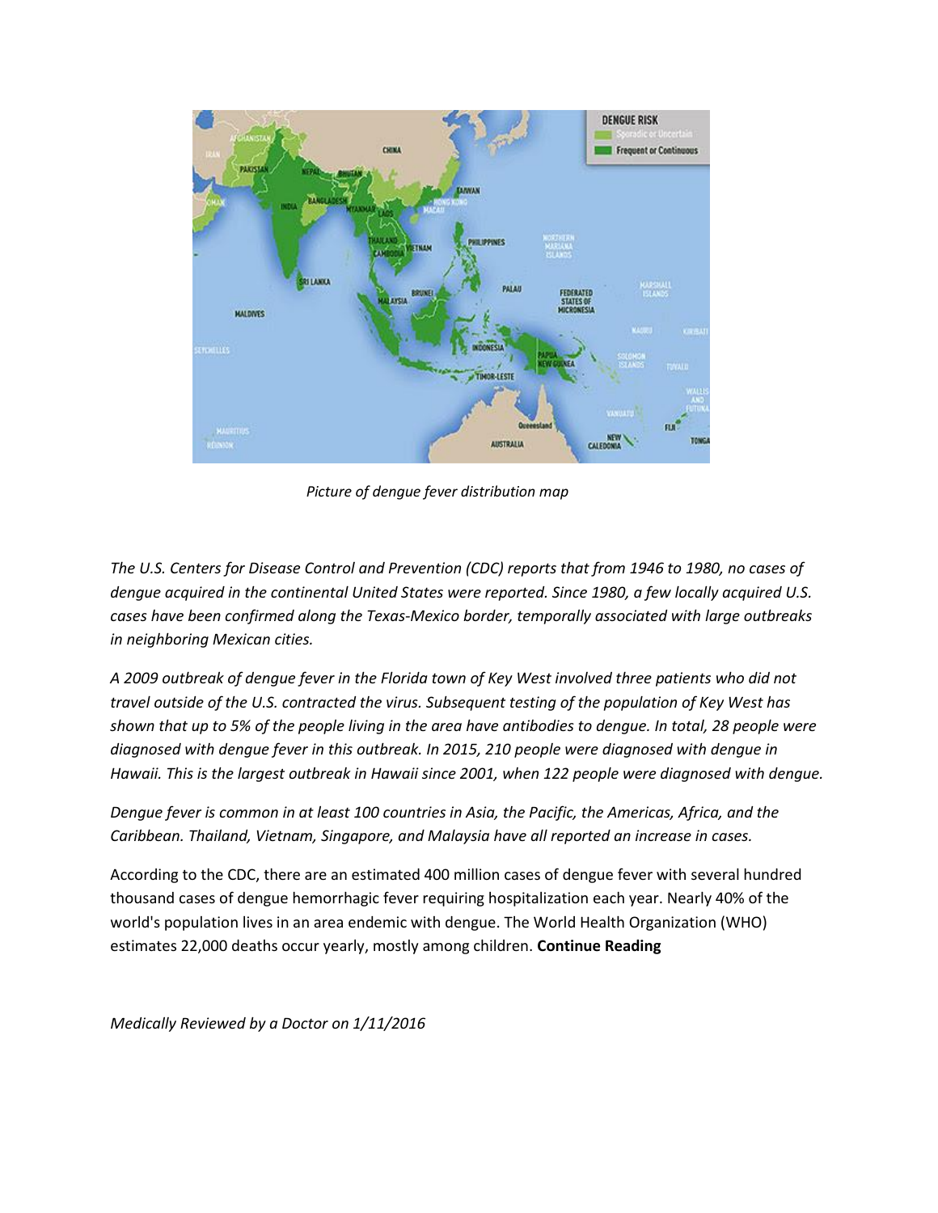*Picture of dengue fever distribution map*

*The U.S. Centers for Disease Control and Prevention (CDC) reports that from 1946 to 1980, no cases of dengue acquired in the continental United States were reported. Since 1980, a few locally acquired U.S. cases have been confirmed along the Texas-Mexico border, temporally associated with large outbreaks in neighboring Mexican cities.*

*A 2009 outbreak of dengue fever in the Florida town of Key West involved three patients who did not travel outside of the U.S. contracted the virus. Subsequent testing of the population of Key West has shown that up to 5% of the people living in the area have antibodies to dengue. In total, 28 people were diagnosed with dengue fever in this outbreak. In 2015, 210 people were diagnosed with dengue in Hawaii. This is the largest outbreak in Hawaii since 2001, when 122 people were diagnosed with dengue.*

*Dengue fever is common in at least 100 countries in Asia, the Pacific, the Americas, Africa, and the Caribbean. Thailand, Vietnam, Singapore, and Malaysia have all reported an increase in cases.*

According to the CDC, there are an estimated 400 million cases of dengue fever with several hundred thousand cases of dengue hemorrhagic fever requiring hospitalization each year. Nearly 40% of the world's population lives in an area endemic with dengue. The World Health Organization (WHO) estimates 22,000 deaths occur yearly, mostly among children. **Continue Reading**

*Medically Reviewed by a Doctor on 1/11/2016*